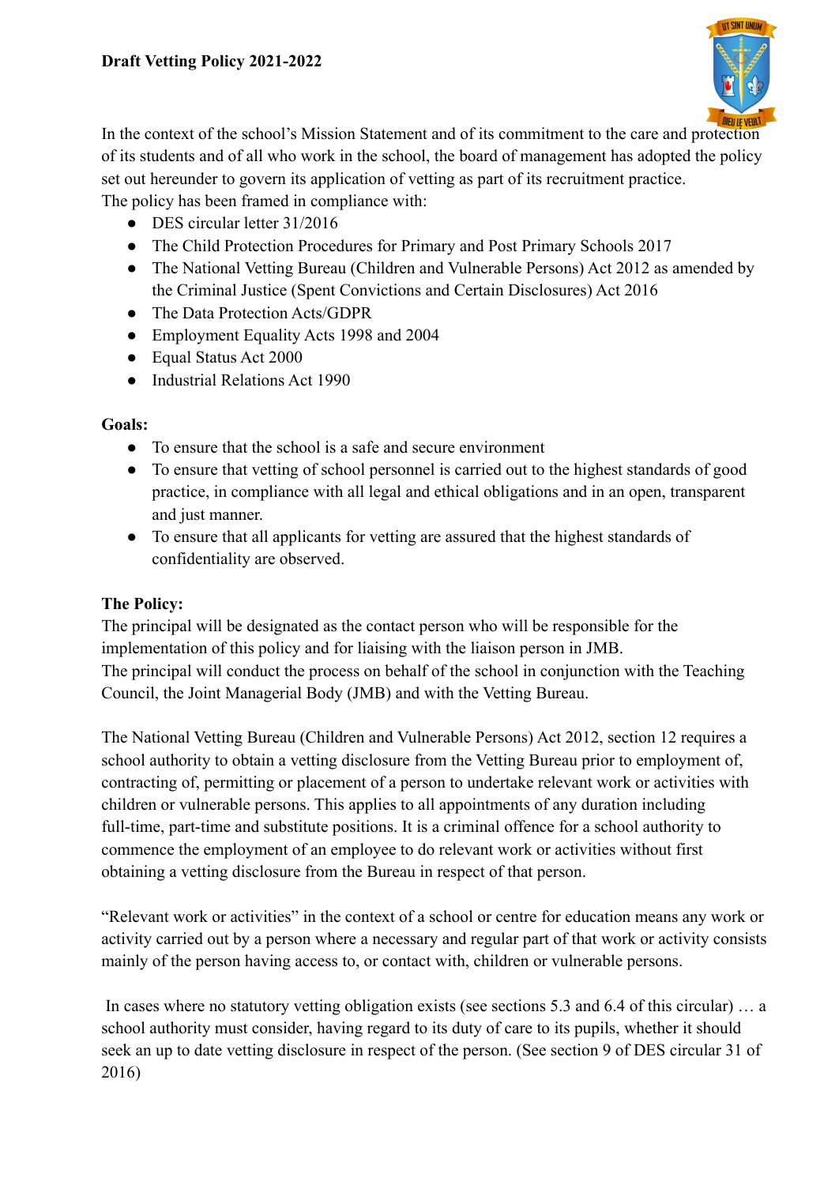**Draft Vetting Policy 2021-2022**

In the context of the school's Mission Statement and of its commitment to the care and protection of its students and of all who work in the school, the board of management has adopted the policy set out hereunder to govern its application of vetting as part of its recruitment practice.

The policy has been framed in compliance with:

- DES circular letter 31/2016
- The Child Protection Procedures for Primary and Post Primary Schools 2017
- The National Vetting Bureau (Children and Vulnerable Persons) Act 2012 as amended by the Criminal Justice (Spent Convictions and Certain Disclosures) Act 2016
- The Data Protection Acts/GDPR
- Employment Equality Acts 1998 and 2004
- Equal Status Act 2000
- Industrial Relations Act 1990

**Goals:**

- To ensure that the school is a safe and secure environment
- To ensure that vetting of school personnel is carried out to the highest standards of good practice, in compliance with all legal and ethical obligations and in an open, transparent and just manner.
- To ensure that all applicants for vetting are assured that the highest standards of confidentiality are observed.

**The Policy:**

The principal will be designated as the contact person who will be responsible for the implementation of this policy and for liaising with the liaison person in JMB.

The principal will conduct the process on behalf of the school in conjunction with the Teaching Council, the Joint Managerial Body (JMB) and with the Vetting Bureau.

The National Vetting Bureau (Children and Vulnerable Persons) Act 2012, section 12 requires a school authority to obtain a vetting disclosure from the Vetting Bureau prior to employment of, contracting of, permitting or placement of a person to undertake relevant work or activities with children or vulnerable persons. This applies to all appointments of any duration including full-time, part-time and substitute positions. It is a criminal offence for a school authority to commence the employment of an employee to do relevant work or activities without first obtaining a vetting disclosure from the Bureau in respect of that person.

"Relevant work or activities" in the context of a school or centre for education means any work or activity carried out by a person where a necessary and regular part of that work or activity consists mainly of the person having access to, or contact with, children or vulnerable persons.

In cases where no statutory vetting obligation exists (see sections 5.3 and 6.4 of this circular) … a school authority must consider, having regard to its duty of care to its pupils, whether it should seek an up to date vetting disclosure in respect of the person. (See section 9 of DES circular 31 of 2016)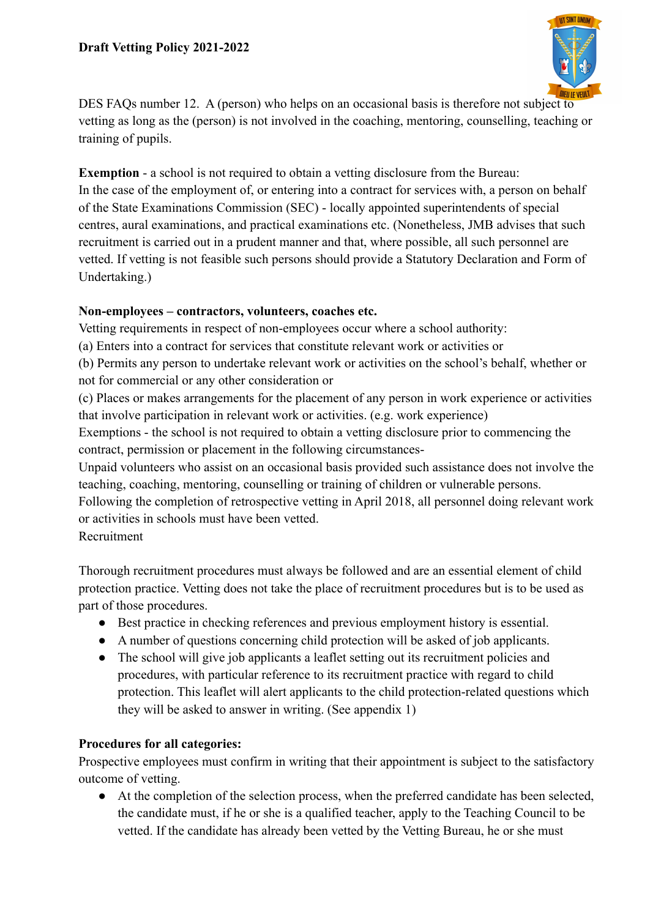DES FAQs number 12. A (person) who helps on an occasional basis is therefore not subject to vetting as long as the (person) is not involved in the coaching, mentoring, counselling, teaching or training of pupils.

**Exemption** - a school is not required to obtain a vetting disclosure from the Bureau:
In the case of the employment of, or entering into a contract for services with, a person on behalf of the State Examinations Commission (SEC) - locally appointed superintendents of special centres, aural examinations, and practical examinations etc. (Nonetheless, JMB advises that such recruitment is carried out in a prudent manner and that, where possible, all such personnel are vetted. If vetting is not feasible such persons should provide a Statutory Declaration and Form of Undertaking.)

**Non-employees – contractors, volunteers, coaches etc.**
Vetting requirements in respect of non-employees occur where a school authority:
(a) Enters into a contract for services that constitute relevant work or activities or
(b) Permits any person to undertake relevant work or activities on the school's behalf, whether or not for commercial or any other consideration or
(c) Places or makes arrangements for the placement of any person in work experience or activities that involve participation in relevant work or activities. (e.g. work experience)
Exemptions - the school is not required to obtain a vetting disclosure prior to commencing the contract, permission or placement in the following circumstances-
Unpaid volunteers who assist on an occasional basis provided such assistance does not involve the teaching, coaching, mentoring, counselling or training of children or vulnerable persons.
Following the completion of retrospective vetting in April 2018, all personnel doing relevant work or activities in schools must have been vetted.
Recruitment

Thorough recruitment procedures must always be followed and are an essential element of child protection practice. Vetting does not take the place of recruitment procedures but is to be used as part of those procedures.

- Best practice in checking references and previous employment history is essential.
- A number of questions concerning child protection will be asked of job applicants.
- The school will give job applicants a leaflet setting out its recruitment policies and procedures, with particular reference to its recruitment practice with regard to child protection. This leaflet will alert applicants to the child protection-related questions which they will be asked to answer in writing. (See appendix 1)

**Procedures for all categories:**
Prospective employees must confirm in writing that their appointment is subject to the satisfactory outcome of vetting.

- At the completion of the selection process, when the preferred candidate has been selected, the candidate must, if he or she is a qualified teacher, apply to the Teaching Council to be vetted. If the candidate has already been vetted by the Vetting Bureau, he or she must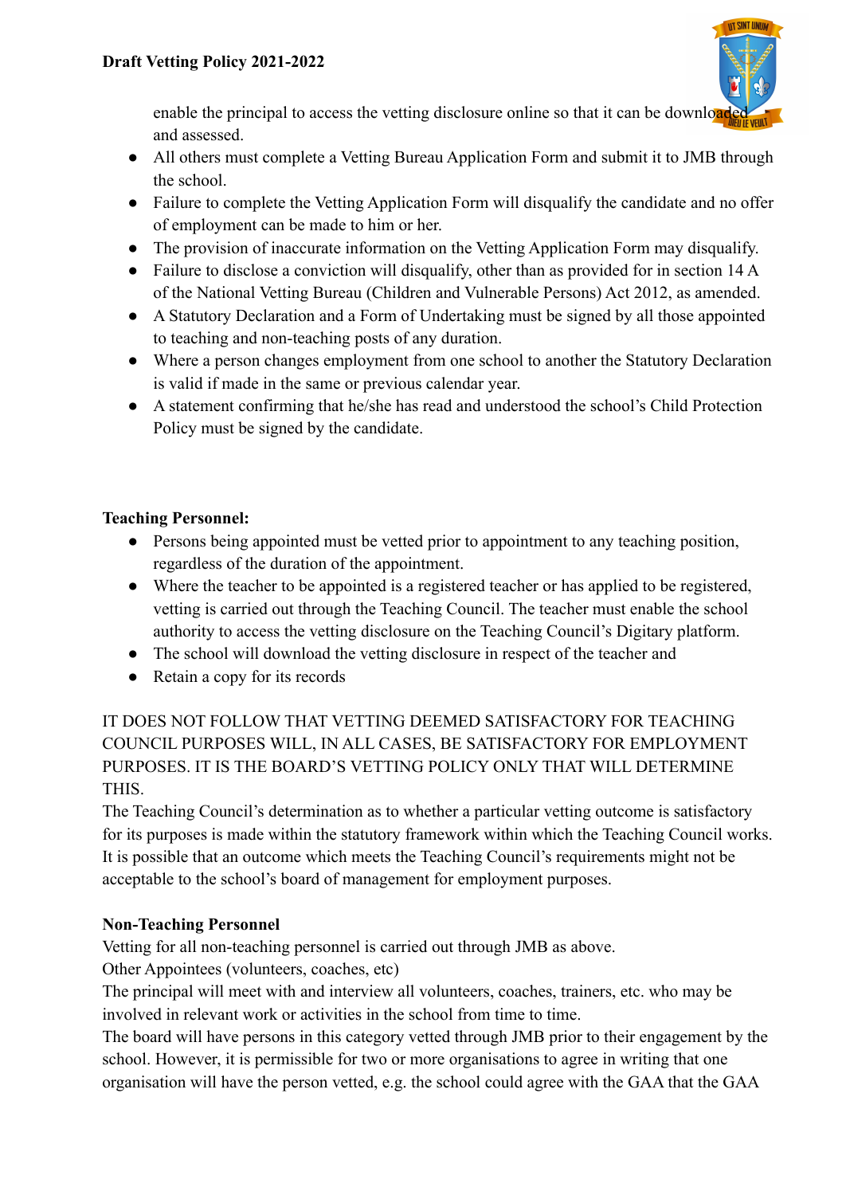enable the principal to access the vetting disclosure online so that it can be downloaded and assessed.

- All others must complete a Vetting Bureau Application Form and submit it to JMB through the school.
- Failure to complete the Vetting Application Form will disqualify the candidate and no offer of employment can be made to him or her.
- The provision of inaccurate information on the Vetting Application Form may disqualify.
- Failure to disclose a conviction will disqualify, other than as provided for in section 14 A of the National Vetting Bureau (Children and Vulnerable Persons) Act 2012, as amended.
- A Statutory Declaration and a Form of Undertaking must be signed by all those appointed to teaching and non-teaching posts of any duration.
- Where a person changes employment from one school to another the Statutory Declaration is valid if made in the same or previous calendar year.
- A statement confirming that he/she has read and understood the school's Child Protection Policy must be signed by the candidate.

**Teaching Personnel:**

- Persons being appointed must be vetted prior to appointment to any teaching position, regardless of the duration of the appointment.
- Where the teacher to be appointed is a registered teacher or has applied to be registered, vetting is carried out through the Teaching Council. The teacher must enable the school authority to access the vetting disclosure on the Teaching Council's Digitary platform.
- The school will download the vetting disclosure in respect of the teacher and
- Retain a copy for its records

IT DOES NOT FOLLOW THAT VETTING DEEMED SATISFACTORY FOR TEACHING COUNCIL PURPOSES WILL, IN ALL CASES, BE SATISFACTORY FOR EMPLOYMENT PURPOSES. IT IS THE BOARD'S VETTING POLICY ONLY THAT WILL DETERMINE THIS.

The Teaching Council's determination as to whether a particular vetting outcome is satisfactory for its purposes is made within the statutory framework within which the Teaching Council works. It is possible that an outcome which meets the Teaching Council's requirements might not be acceptable to the school's board of management for employment purposes.

**Non-Teaching Personnel**

Vetting for all non-teaching personnel is carried out through JMB as above.

Other Appointees (volunteers, coaches, etc)

The principal will meet with and interview all volunteers, coaches, trainers, etc. who may be involved in relevant work or activities in the school from time to time.

The board will have persons in this category vetted through JMB prior to their engagement by the school. However, it is permissible for two or more organisations to agree in writing that one organisation will have the person vetted, e.g. the school could agree with the GAA that the GAA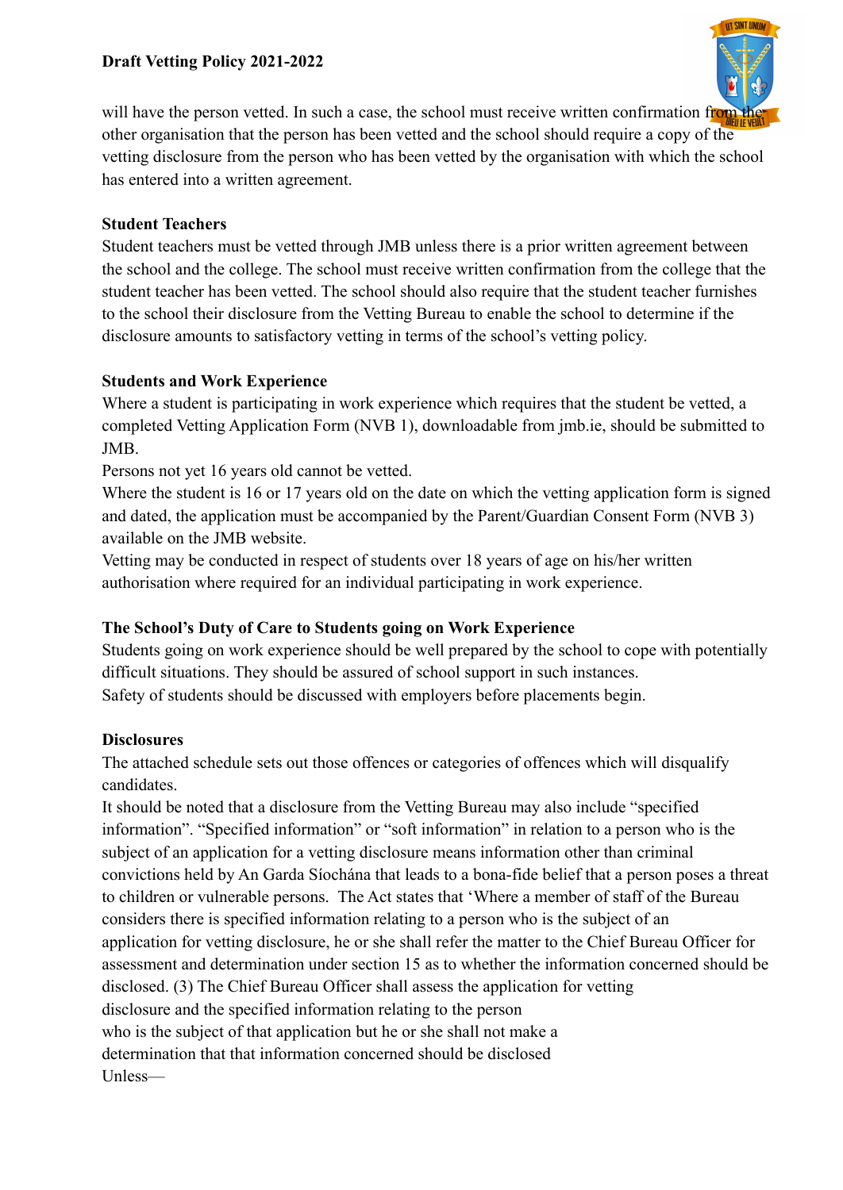will have the person vetted. In such a case, the school must receive written confirmation from the other organisation that the person has been vetted and the school should require a copy of the vetting disclosure from the person who has been vetted by the organisation with which the school has entered into a written agreement.

**Student Teachers**

Student teachers must be vetted through JMB unless there is a prior written agreement between the school and the college. The school must receive written confirmation from the college that the student teacher has been vetted. The school should also require that the student teacher furnishes to the school their disclosure from the Vetting Bureau to enable the school to determine if the disclosure amounts to satisfactory vetting in terms of the school's vetting policy.

**Students and Work Experience**

Where a student is participating in work experience which requires that the student be vetted, a completed Vetting Application Form (NVB 1), downloadable from jmb.ie, should be submitted to JMB.

Persons not yet 16 years old cannot be vetted.

Where the student is 16 or 17 years old on the date on which the vetting application form is signed and dated, the application must be accompanied by the Parent/Guardian Consent Form (NVB 3) available on the JMB website.

Vetting may be conducted in respect of students over 18 years of age on his/her written authorisation where required for an individual participating in work experience.

**The School's Duty of Care to Students going on Work Experience**

Students going on work experience should be well prepared by the school to cope with potentially difficult situations. They should be assured of school support in such instances.

Safety of students should be discussed with employers before placements begin.

**Disclosures**

The attached schedule sets out those offences or categories of offences which will disqualify candidates.

It should be noted that a disclosure from the Vetting Bureau may also include "specified information". "Specified information" or "soft information" in relation to a person who is the subject of an application for a vetting disclosure means information other than criminal convictions held by An Garda Síochána that leads to a bona-fide belief that a person poses a threat to children or vulnerable persons. The Act states that 'Where a member of staff of the Bureau considers there is specified information relating to a person who is the subject of an application for vetting disclosure, he or she shall refer the matter to the Chief Bureau Officer for assessment and determination under section 15 as to whether the information concerned should be disclosed. (3) The Chief Bureau Officer shall assess the application for vetting disclosure and the specified information relating to the person who is the subject of that application but he or she shall not make a determination that that information concerned should be disclosed Unless—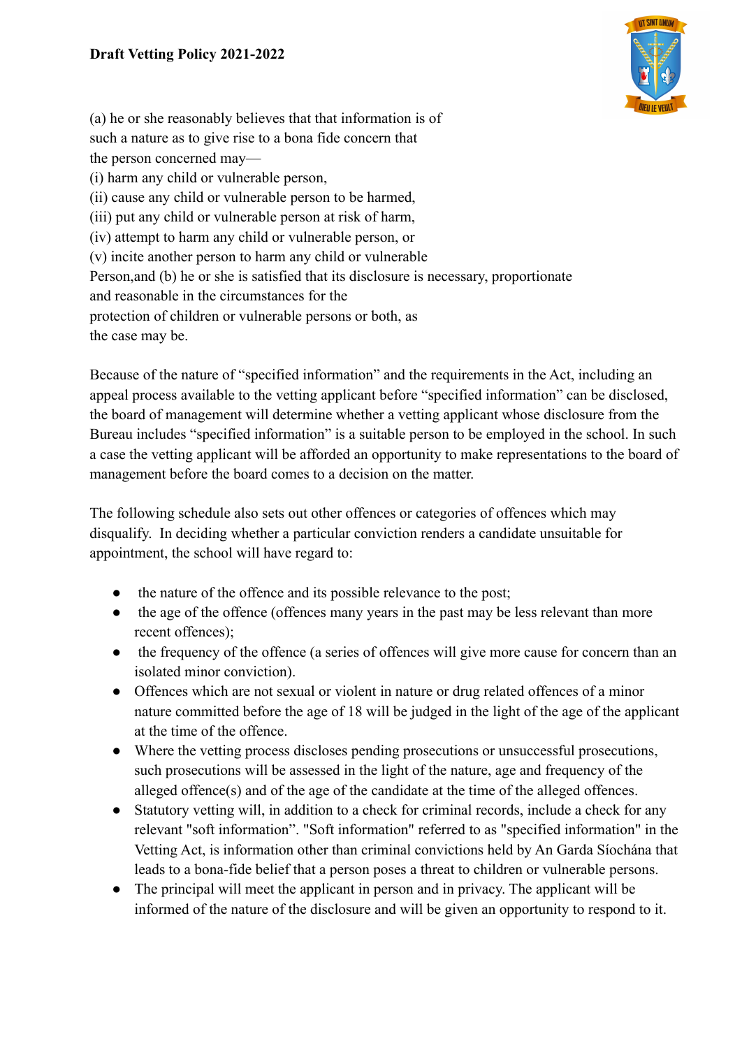(a) he or she reasonably believes that that information is of such a nature as to give rise to a bona fide concern that the person concerned may—

(i) harm any child or vulnerable person,

(ii) cause any child or vulnerable person to be harmed,

(iii) put any child or vulnerable person at risk of harm,

(iv) attempt to harm any child or vulnerable person, or

(v) incite another person to harm any child or vulnerable Person,and (b) he or she is satisfied that its disclosure is necessary, proportionate and reasonable in the circumstances for the protection of children or vulnerable persons or both, as the case may be.

Because of the nature of "specified information" and the requirements in the Act, including an appeal process available to the vetting applicant before "specified information" can be disclosed, the board of management will determine whether a vetting applicant whose disclosure from the Bureau includes "specified information" is a suitable person to be employed in the school. In such a case the vetting applicant will be afforded an opportunity to make representations to the board of management before the board comes to a decision on the matter.

The following schedule also sets out other offences or categories of offences which may disqualify. In deciding whether a particular conviction renders a candidate unsuitable for appointment, the school will have regard to:

- the nature of the offence and its possible relevance to the post;
- the age of the offence (offences many years in the past may be less relevant than more recent offences);
- the frequency of the offence (a series of offences will give more cause for concern than an isolated minor conviction).
- Offences which are not sexual or violent in nature or drug related offences of a minor nature committed before the age of 18 will be judged in the light of the age of the applicant at the time of the offence.
- Where the vetting process discloses pending prosecutions or unsuccessful prosecutions, such prosecutions will be assessed in the light of the nature, age and frequency of the alleged offence(s) and of the age of the candidate at the time of the alleged offences.
- Statutory vetting will, in addition to a check for criminal records, include a check for any relevant "soft information". "Soft information" referred to as "specified information" in the Vetting Act, is information other than criminal convictions held by An Garda Síochána that leads to a bona-fide belief that a person poses a threat to children or vulnerable persons.
- The principal will meet the applicant in person and in privacy. The applicant will be informed of the nature of the disclosure and will be given an opportunity to respond to it.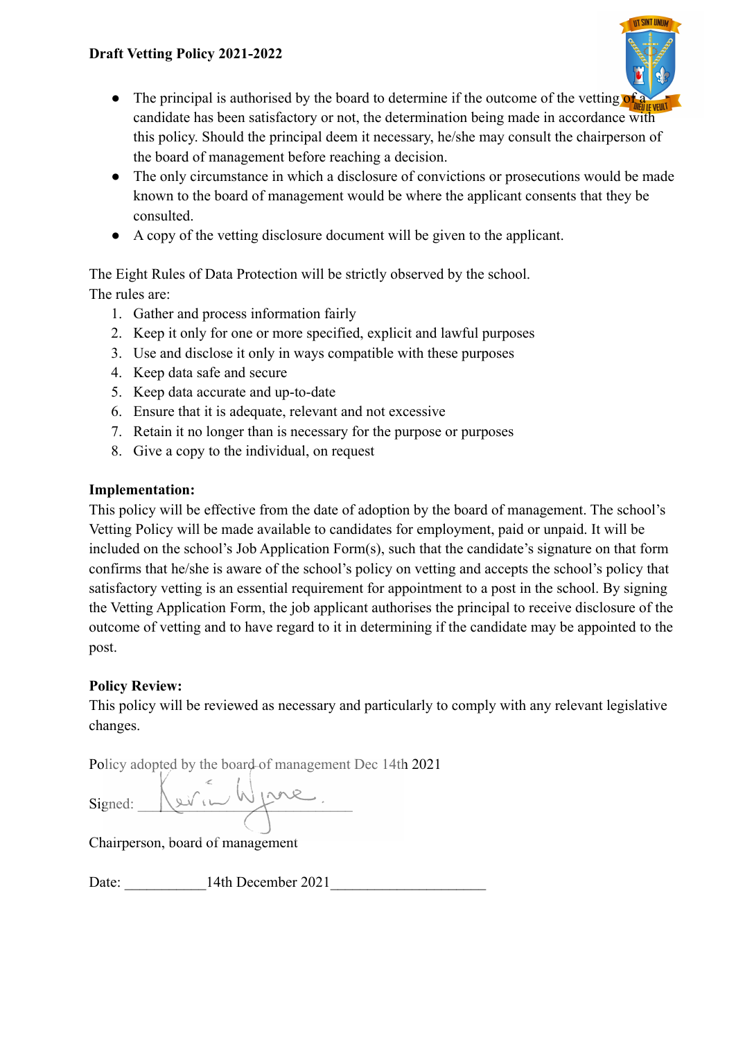- The principal is authorised by the board to determine if the outcome of the vetting of a candidate has been satisfactory or not, the determination being made in accordance with this policy. Should the principal deem it necessary, he/she may consult the chairperson of the board of management before reaching a decision.
- The only circumstance in which a disclosure of convictions or prosecutions would be made known to the board of management would be where the applicant consents that they be consulted.
- A copy of the vetting disclosure document will be given to the applicant.

The Eight Rules of Data Protection will be strictly observed by the school.
The rules are:

1. Gather and process information fairly
2. Keep it only for one or more specified, explicit and lawful purposes
3. Use and disclose it only in ways compatible with these purposes
4. Keep data safe and secure
5. Keep data accurate and up-to-date
6. Ensure that it is adequate, relevant and not excessive
7. Retain it no longer than is necessary for the purpose or purposes
8. Give a copy to the individual, on request

**Implementation:**
This policy will be effective from the date of adoption by the board of management. The school's Vetting Policy will be made available to candidates for employment, paid or unpaid. It will be included on the school's Job Application Form(s), such that the candidate's signature on that form confirms that he/she is aware of the school's policy on vetting and accepts the school's policy that satisfactory vetting is an essential requirement for appointment to a post in the school. By signing the Vetting Application Form, the job applicant authorises the principal to receive disclosure of the outcome of vetting and to have regard to it in determining if the candidate may be appointed to the post.

**Policy Review:**
This policy will be reviewed as necessary and particularly to comply with any relevant legislative changes.

Policy adopted by the board of management Dec 14th 2021

Signed: Kevin Wynne

Chairperson, board of management

Date: 14th December 2021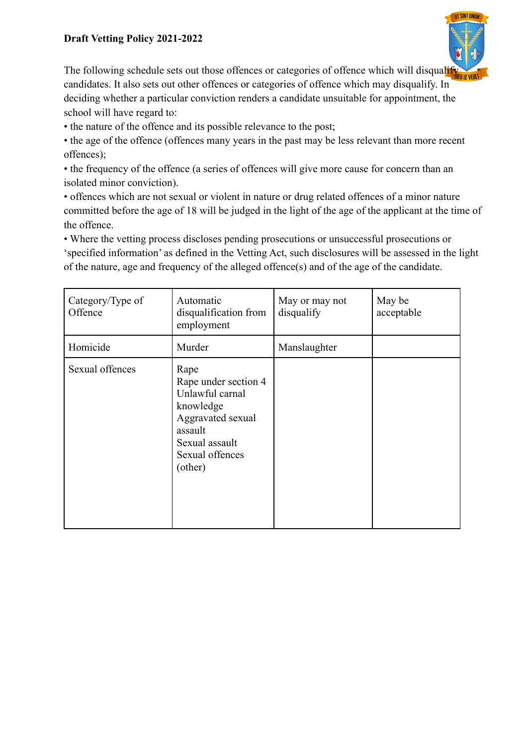**Draft Vetting Policy 2021-2022**

The following schedule sets out those offences or categories of offence which will disqualify candidates. It also sets out other offences or categories of offence which may disqualify. In deciding whether a particular conviction renders a candidate unsuitable for appointment, the school will have regard to:

- the nature of the offence and its possible relevance to the post;
- the age of the offence (offences many years in the past may be less relevant than more recent offences);
- the frequency of the offence (a series of offences will give more cause for concern than an isolated minor conviction).
- offences which are not sexual or violent in nature or drug related offences of a minor nature committed before the age of 18 will be judged in the light of the age of the applicant at the time of the offence.
- Where the vetting process discloses pending prosecutions or unsuccessful prosecutions or 'specified information' as defined in the Vetting Act, such disclosures will be assessed in the light of the nature, age and frequency of the alleged offence(s) and of the age of the candidate.

| Category/Type of Offence | Automatic disqualification from employment | May or may not disqualify | May be acceptable |
|---|---|---|---|
| Homicide | Murder | Manslaughter | |
| Sexual offences | Rape<br>Rape under section 4<br>Unlawful carnal knowledge<br>Aggravated sexual assault<br>Sexual assault<br>Sexual offences (other) | | |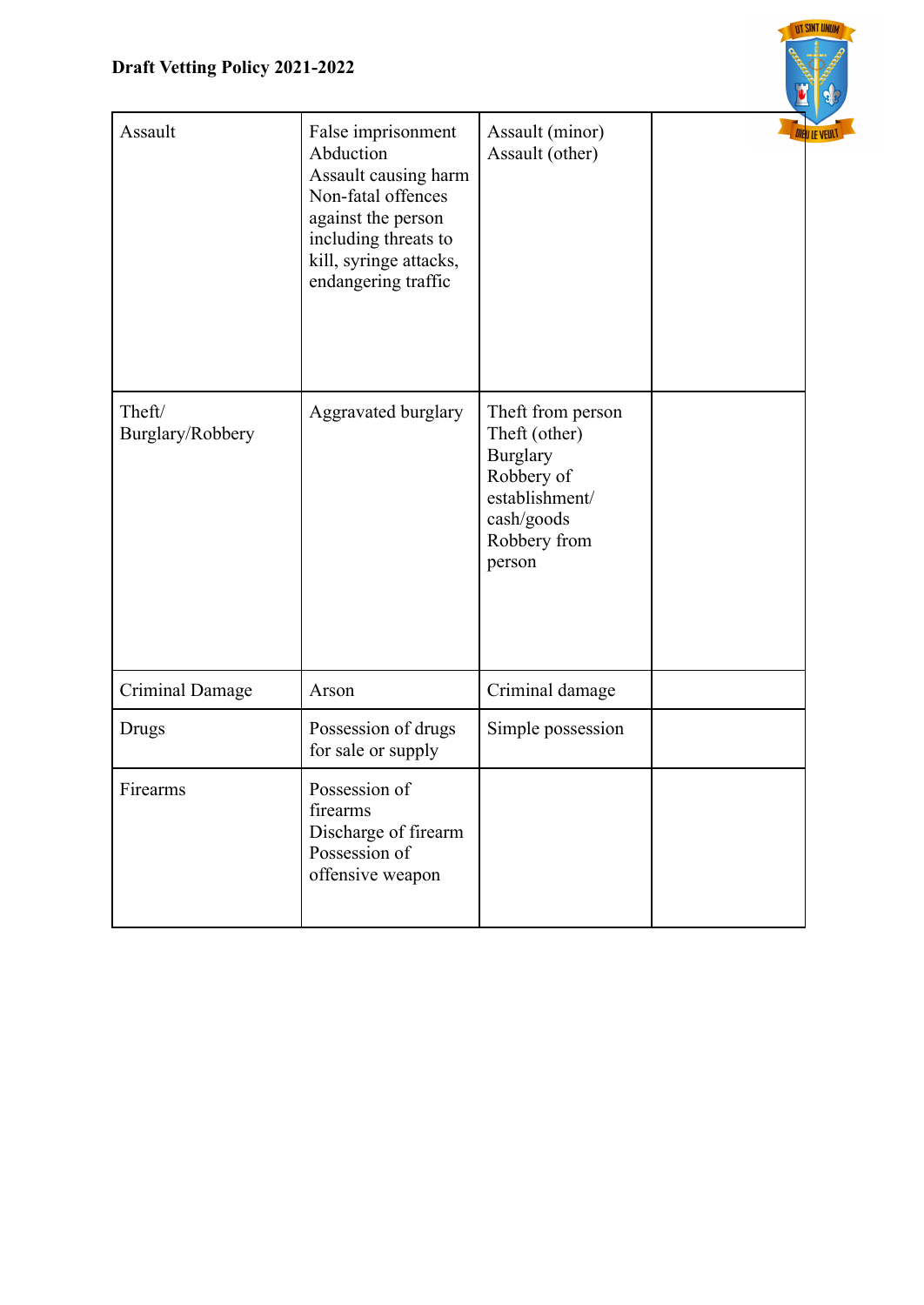| | | | |
|---|---|---|---|
| Assault | False imprisonment<br>Abduction<br>Assault causing harm<br>Non-fatal offences against the person including threats to kill, syringe attacks, endangering traffic | Assault (minor)<br>Assault (other) | |
| Theft/<br>Burglary/Robbery | Aggravated burglary | Theft from person<br>Theft (other)<br>Burglary<br>Robbery of establishment/ cash/goods<br>Robbery from person | |
| Criminal Damage | Arson | Criminal damage | |
| Drugs | Possession of drugs for sale or supply | Simple possession | |
| Firearms | Possession of firearms<br>Discharge of firearm<br>Possession of offensive weapon | | |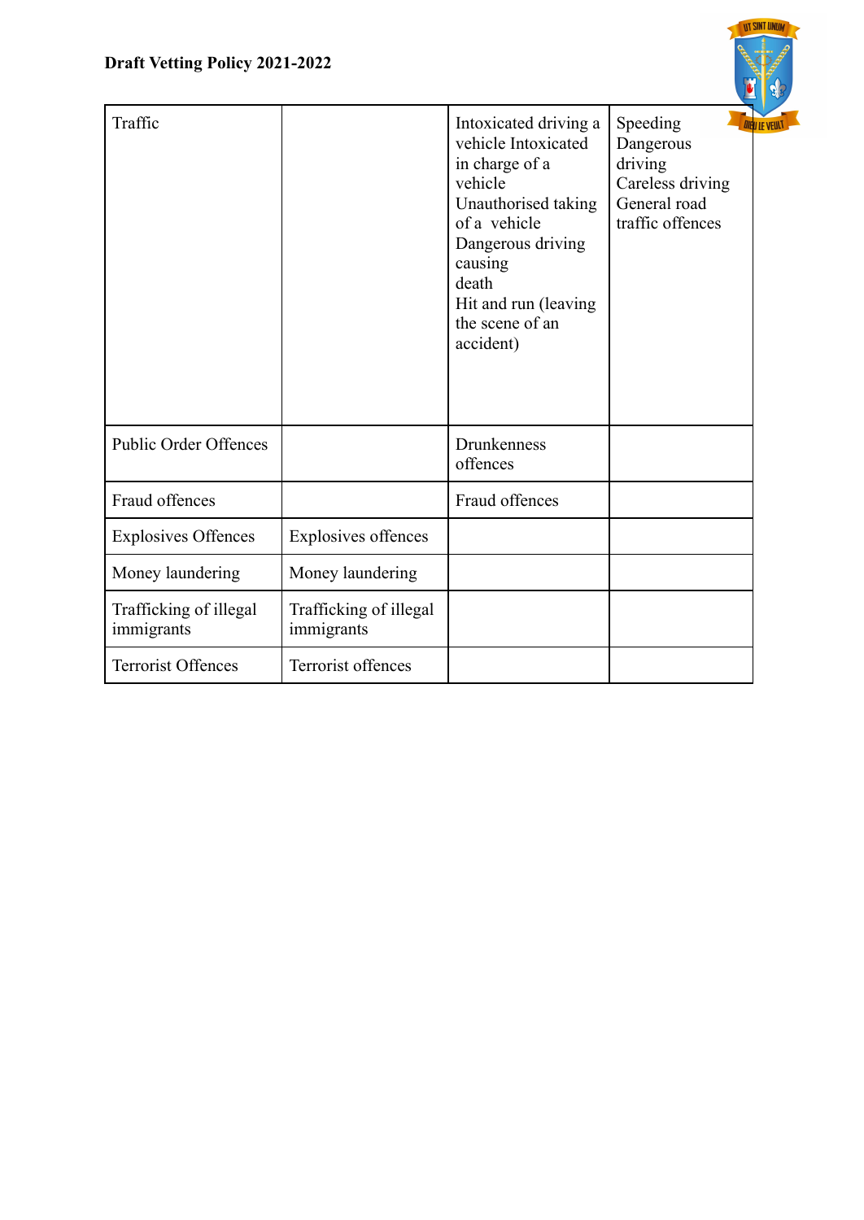| | | | |
|---|---|---|---|
| Traffic | | Intoxicated driving a vehicle Intoxicated in charge of a vehicle<br>Unauthorised taking of a vehicle<br>Dangerous driving causing death<br>Hit and run (leaving the scene of an accident) | Speeding<br>Dangerous driving<br>Careless driving<br>General road traffic offences |
| Public Order Offences | | Drunkenness offences | |
| Fraud offences | | Fraud offences | |
| Explosives Offences | Explosives offences | | |
| Money laundering | Money laundering | | |
| Trafficking of illegal immigrants | Trafficking of illegal immigrants | | |
| Terrorist Offences | Terrorist offences | | |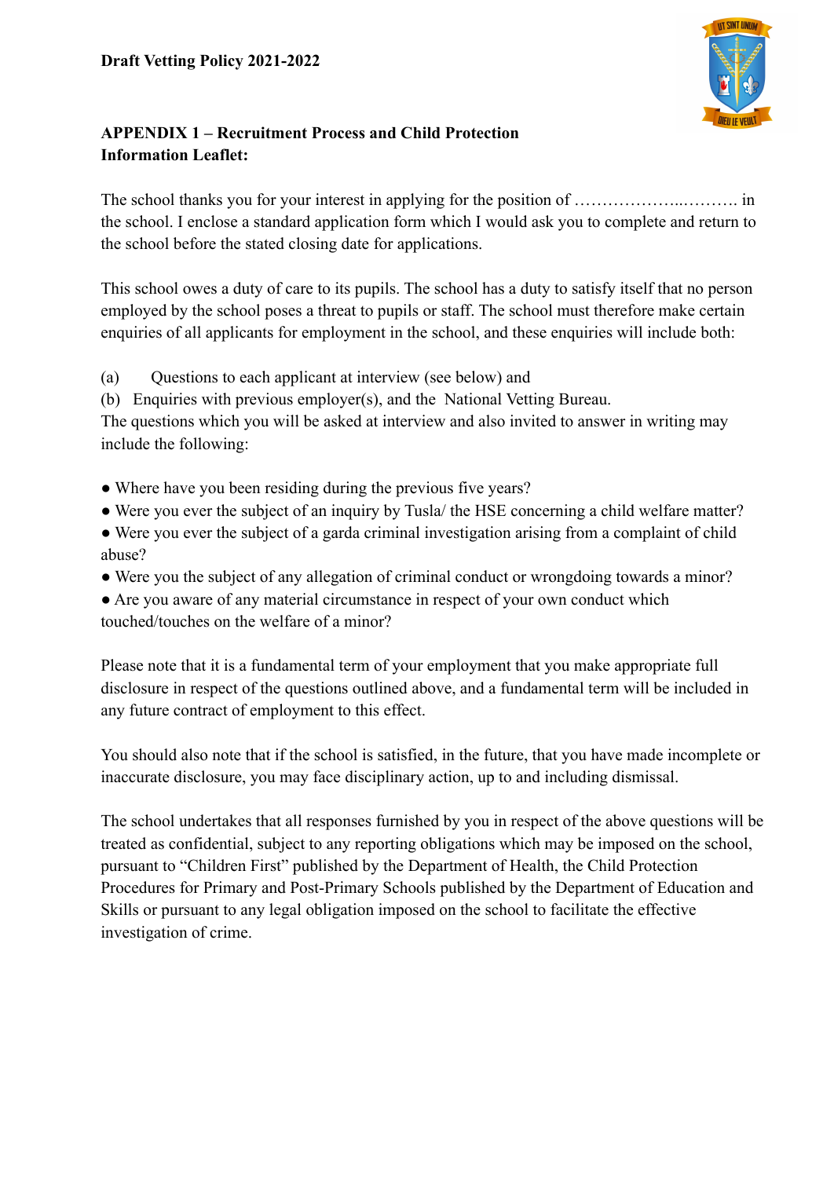**Draft Vetting Policy 2021-2022**

**APPENDIX 1 – Recruitment Process and Child Protection Information Leaflet:**

The school thanks you for your interest in applying for the position of ………………..………. in the school. I enclose a standard application form which I would ask you to complete and return to the school before the stated closing date for applications.

This school owes a duty of care to its pupils. The school has a duty to satisfy itself that no person employed by the school poses a threat to pupils or staff. The school must therefore make certain enquiries of all applicants for employment in the school, and these enquiries will include both:

(a) Questions to each applicant at interview (see below) and
(b) Enquiries with previous employer(s), and the National Vetting Bureau.

The questions which you will be asked at interview and also invited to answer in writing may include the following:

- Where have you been residing during the previous five years?
- Were you ever the subject of an inquiry by Tusla/ the HSE concerning a child welfare matter?
- Were you ever the subject of a garda criminal investigation arising from a complaint of child abuse?
- Were you the subject of any allegation of criminal conduct or wrongdoing towards a minor?
- Are you aware of any material circumstance in respect of your own conduct which touched/touches on the welfare of a minor?

Please note that it is a fundamental term of your employment that you make appropriate full disclosure in respect of the questions outlined above, and a fundamental term will be included in any future contract of employment to this effect.

You should also note that if the school is satisfied, in the future, that you have made incomplete or inaccurate disclosure, you may face disciplinary action, up to and including dismissal.

The school undertakes that all responses furnished by you in respect of the above questions will be treated as confidential, subject to any reporting obligations which may be imposed on the school, pursuant to "Children First" published by the Department of Health, the Child Protection Procedures for Primary and Post-Primary Schools published by the Department of Education and Skills or pursuant to any legal obligation imposed on the school to facilitate the effective investigation of crime.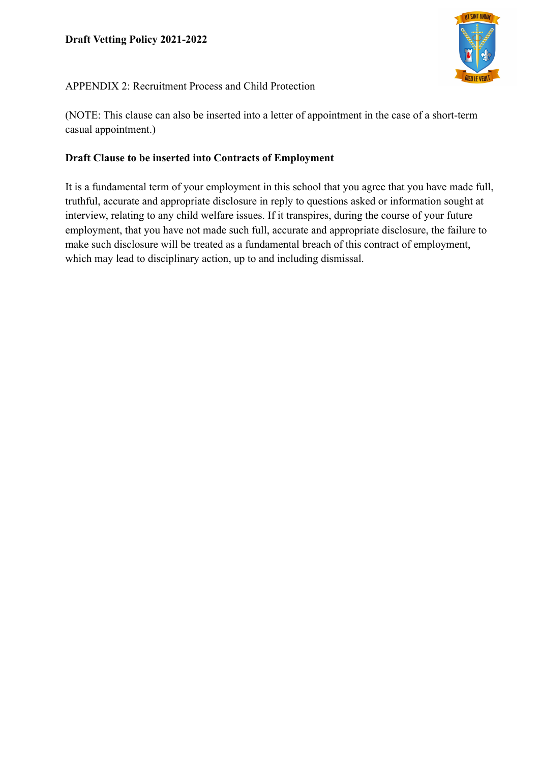APPENDIX 2: Recruitment Process and Child Protection

(NOTE: This clause can also be inserted into a letter of appointment in the case of a short-term casual appointment.)

**Draft Clause to be inserted into Contracts of Employment**

It is a fundamental term of your employment in this school that you agree that you have made full, truthful, accurate and appropriate disclosure in reply to questions asked or information sought at interview, relating to any child welfare issues. If it transpires, during the course of your future employment, that you have not made such full, accurate and appropriate disclosure, the failure to make such disclosure will be treated as a fundamental breach of this contract of employment, which may lead to disciplinary action, up to and including dismissal.